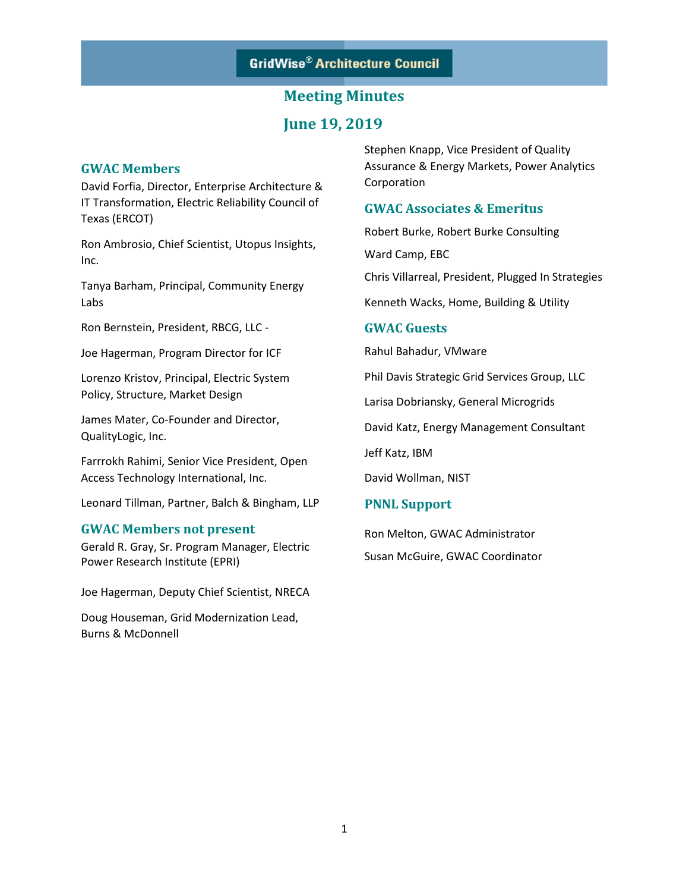GridWise® Architecture Council

# Meeting Minutes

# June 19, 2019

## GWAC Members

David Forfia, Director, Enterprise Architecture & IT Transformation, Electric Reliability Council of Texas (ERCOT)

Ron Ambrosio, Chief Scientist, Utopus Insights, Inc.

Tanya Barham, Principal, Community Energy Labs

Ron Bernstein, President, RBCG, LLC -

Joe Hagerman, Program Director for ICF

Lorenzo Kristov, Principal, Electric System Policy, Structure, Market Design

James Mater, Co-Founder and Director, QualityLogic, Inc.

Farrrokh Rahimi, Senior Vice President, Open Access Technology International, Inc.

Leonard Tillman, Partner, Balch & Bingham, LLP

## GWAC Members not present

Gerald R. Gray, Sr. Program Manager, Electric Power Research Institute (EPRI)

Joe Hagerman, Deputy Chief Scientist, NRECA

Doug Houseman, Grid Modernization Lead, Burns & McDonnell

Stephen Knapp, Vice President of Quality Assurance & Energy Markets, Power Analytics Corporation

## GWAC Associates & Emeritus

Robert Burke, Robert Burke Consulting

Ward Camp, EBC

Chris Villarreal, President, Plugged In Strategies

Kenneth Wacks, Home, Building & Utility

## GWAC Guests

Rahul Bahadur, VMware

Phil Davis Strategic Grid Services Group, LLC

Larisa Dobriansky, General Microgrids

David Katz, Energy Management Consultant

Jeff Katz, IBM

David Wollman, NIST

## PNNL Support

Ron Melton, GWAC Administrator

Susan McGuire, GWAC Coordinator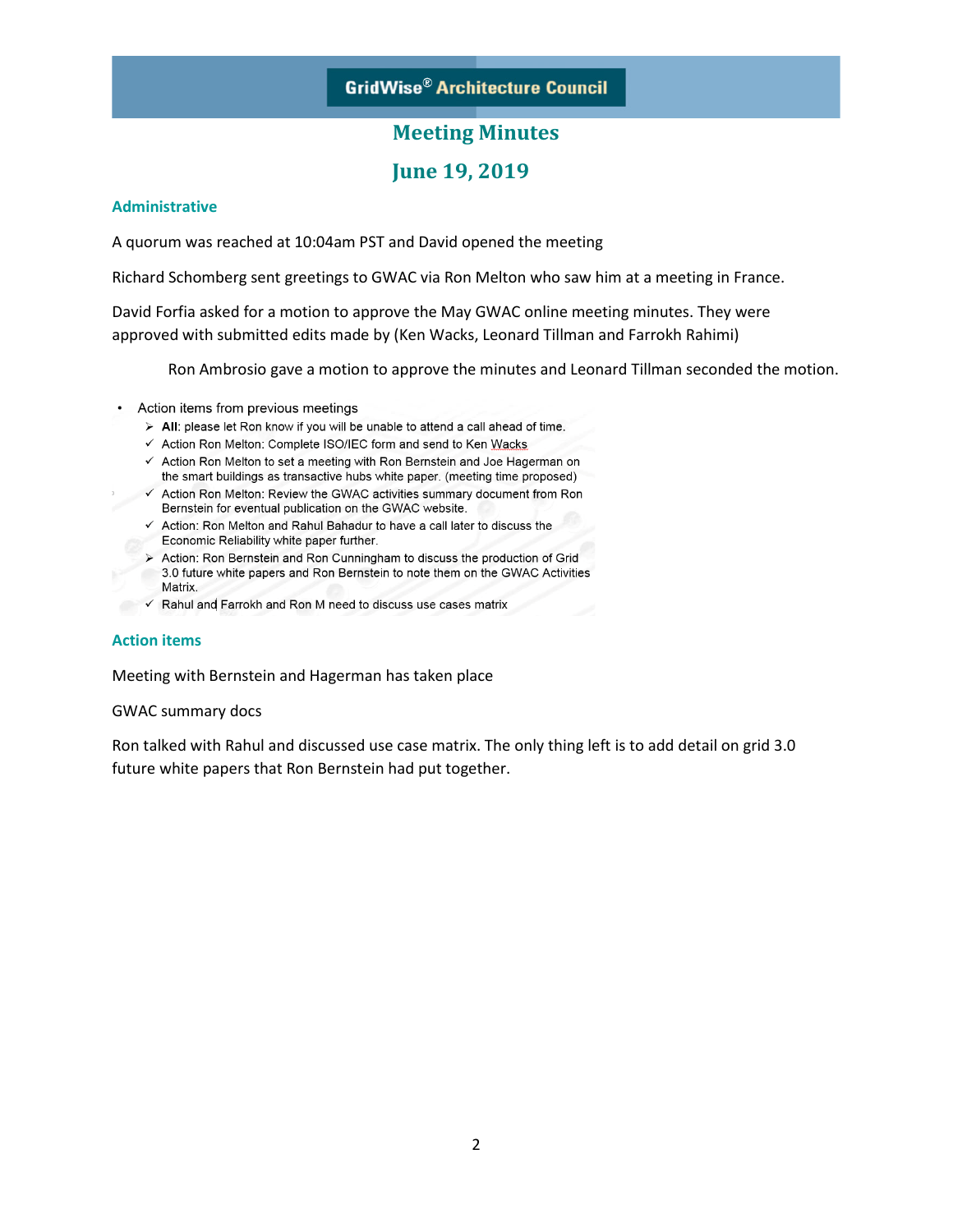GridWise® Architecture Council

# Meeting Minutes

## June 19, 2019

### Administrative

A quorum was reached at 10:04am PST and David opened the meeting

Richard Schomberg sent greetings to GWAC via Ron Melton who saw him at a meeting in France.

David Forfia asked for a motion to approve the May GWAC online meeting minutes. They were approved with submitted edits made by (Ken Wacks, Leonard Tillman and Farrokh Rahimi)

Ron Ambrosio gave a motion to approve the minutes and Leonard Tillman seconded the motion.

- Action items from previous meetings
  - **All**: please let Ron know if you will be unable to attend a call ahead of time.
  - ✓ Action Ron Melton: Complete ISO/IEC form and send to Ken Wacks
  - ✓ Action Ron Melton to set a meeting with Ron Bernstein and Joe Hagerman on the smart buildings as transactive hubs white paper. (meeting time proposed)
  - ✓ Action Ron Melton: Review the GWAC activities summary document from Ron Bernstein for eventual publication on the GWAC website.
  - ✓ Action: Ron Melton and Rahul Bahadur to have a call later to discuss the Economic Reliability white paper further.
  - Action: Ron Bernstein and Ron Cunningham to discuss the production of Grid 3.0 future white papers and Ron Bernstein to note them on the GWAC Activities Matrix.
  - ✓ Rahul and Farrokh and Ron M need to discuss use cases matrix

### Action items

Meeting with Bernstein and Hagerman has taken place

GWAC summary docs

Ron talked with Rahul and discussed use case matrix. The only thing left is to add detail on grid 3.0 future white papers that Ron Bernstein had put together.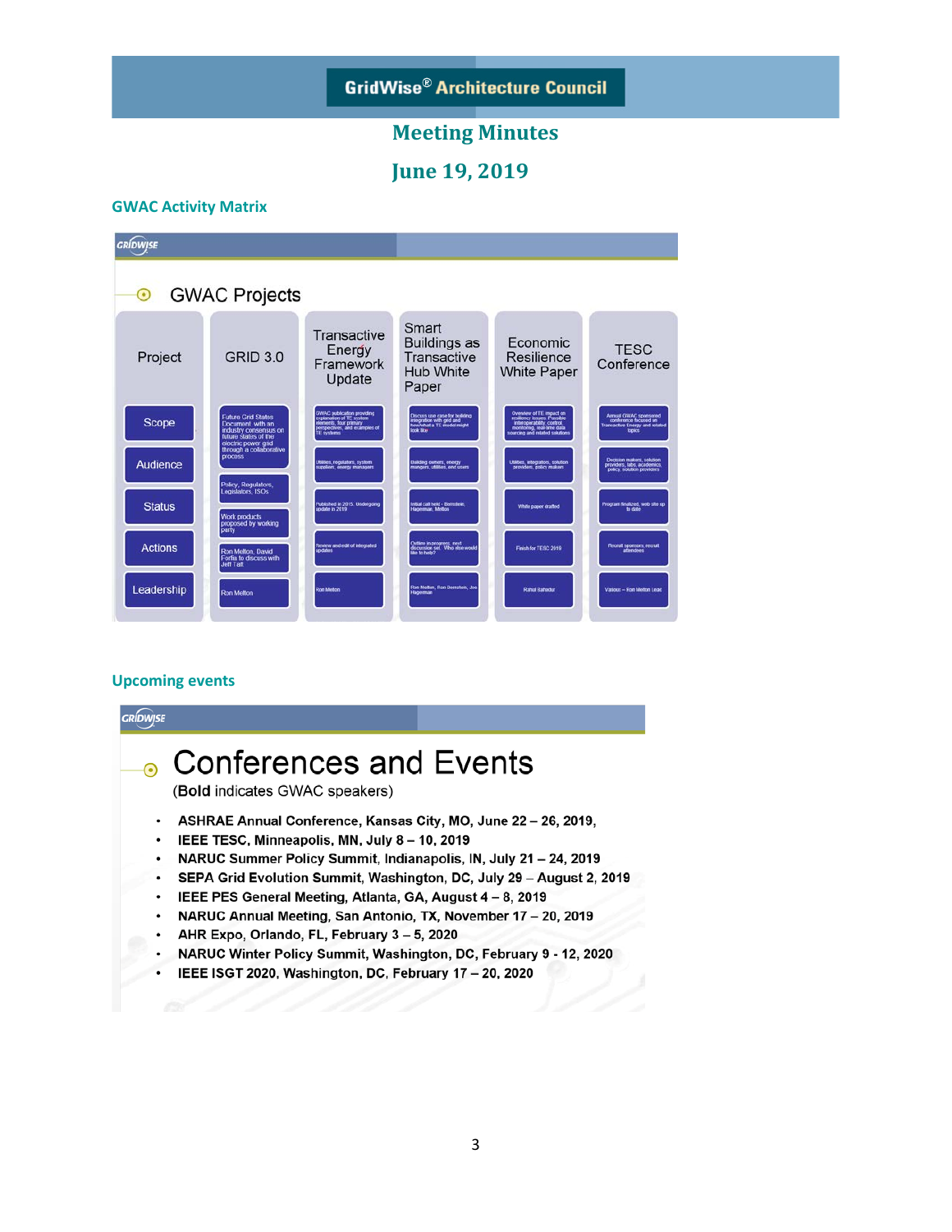# GridWise® Architecture Council

## Meeting Minutes

## June 19, 2019

### GWAC Activity Matrix

GWAC Projects

| Project | GRID 3.0 | Transactive Energy Framework Update | Smart Buildings as Transactive Hub White Paper | Economic Resilience White Paper | TESC Conference |
|---|---|---|---|---|---|
| Scope | Future Grid States Document with an industry consensus on future states of the electric power grid through a collaborative process | GWAC publication providing explanation of TE system elements, four primary perspectives, and examples of TE systems | Discuss use case for building integration with grid and how/what a TE model might look like | Overview of TE impact on resiliency issues. Possible interoperability, control, monitoring, real-time data sourcing and related solutions | Annual GWAC sponsored conference focused on Transactive Energy and related topics |
| Audience | Policy, Regulators, Legislators, ISOs | Utilities, regulators, system suppliers, energy managers | Building owners, energy managers, utilities, and users | Utilities, integrators, solution providers, policy makers | Decision makers, solution providers, labs, academics, policy, solution providers |
| Status | Work products proposed by working party | Published in 2015. Undergoing update in 2019 | Initial call held - Bernstein, Hageman, Melton | White paper drafted | Program finalized, web site up to date |
| Actions | Ron Melton, David Forfia to discuss with Jeff Taft | Review and edit of integrated updates | Outline in progress, next discussion set. Who else would like to help? | Finish for TESC 2019 | Recruit sponsors, recruit attendees |
| Leadership | Ron Melton | Ron Melton | Ron Melton, Ron Bernstein, Joe Hageman | Rahul Bahadur | Various – Ron Melton lead |

### Upcoming events

Conferences and Events

(**Bold** indicates GWAC speakers)

- ASHRAE Annual Conference, Kansas City, MO, June 22 – 26, 2019,
- IEEE TESC, Minneapolis, MN, July 8 – 10, 2019
- NARUC Summer Policy Summit, Indianapolis, IN, July 21 – 24, 2019
- SEPA Grid Evolution Summit, Washington, DC, July 29 – August 2, 2019
- IEEE PES General Meeting, Atlanta, GA, August 4 – 8, 2019
- NARUC Annual Meeting, San Antonio, TX, November 17 – 20, 2019
- AHR Expo, Orlando, FL, February 3 – 5, 2020
- NARUC Winter Policy Summit, Washington, DC, February 9 - 12, 2020
- IEEE ISGT 2020, Washington, DC, February 17 – 20, 2020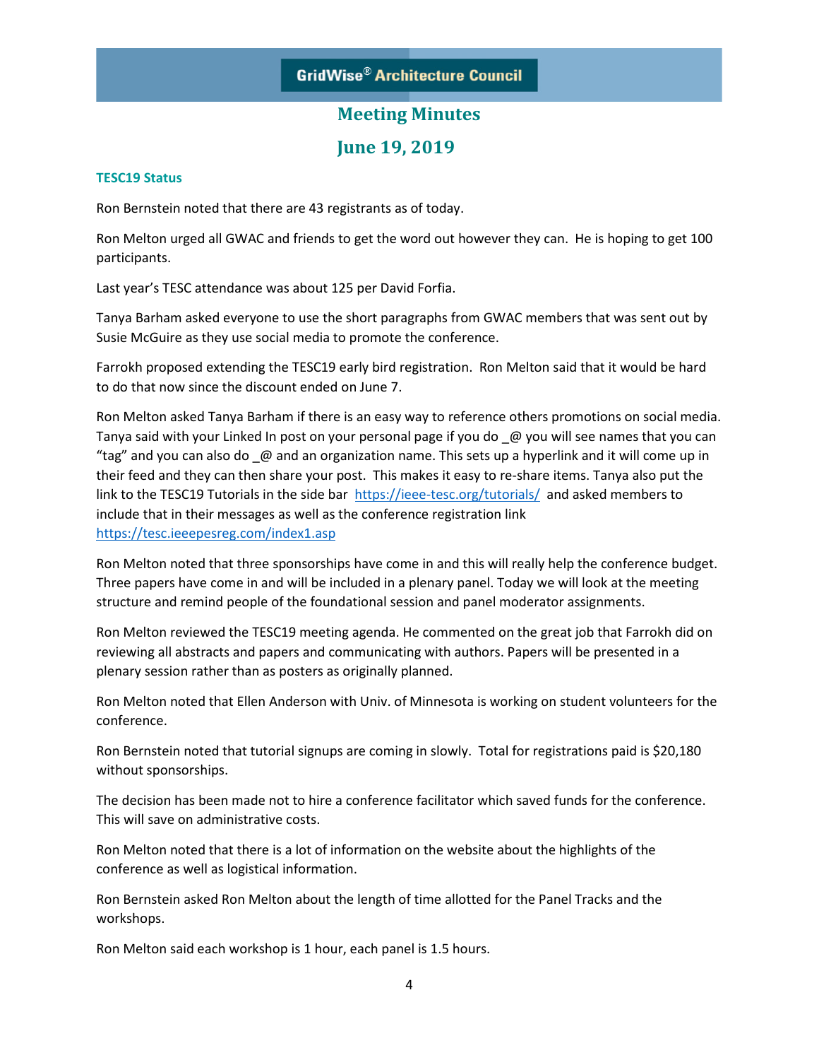# GridWise® Architecture Council

## Meeting Minutes

## June 19, 2019

### TESC19 Status

Ron Bernstein noted that there are 43 registrants as of today.

Ron Melton urged all GWAC and friends to get the word out however they can. He is hoping to get 100 participants.

Last year's TESC attendance was about 125 per David Forfia.

Tanya Barham asked everyone to use the short paragraphs from GWAC members that was sent out by Susie McGuire as they use social media to promote the conference.

Farrokh proposed extending the TESC19 early bird registration. Ron Melton said that it would be hard to do that now since the discount ended on June 7.

Ron Melton asked Tanya Barham if there is an easy way to reference others promotions on social media. Tanya said with your Linked In post on your personal page if you do _@ you will see names that you can "tag" and you can also do _@ and an organization name. This sets up a hyperlink and it will come up in their feed and they can then share your post. This makes it easy to re-share items. Tanya also put the link to the TESC19 Tutorials in the side bar https://ieee-tesc.org/tutorials/ and asked members to include that in their messages as well as the conference registration link https://tesc.ieeepesreg.com/index1.asp

Ron Melton noted that three sponsorships have come in and this will really help the conference budget. Three papers have come in and will be included in a plenary panel. Today we will look at the meeting structure and remind people of the foundational session and panel moderator assignments.

Ron Melton reviewed the TESC19 meeting agenda. He commented on the great job that Farrokh did on reviewing all abstracts and papers and communicating with authors. Papers will be presented in a plenary session rather than as posters as originally planned.

Ron Melton noted that Ellen Anderson with Univ. of Minnesota is working on student volunteers for the conference.

Ron Bernstein noted that tutorial signups are coming in slowly. Total for registrations paid is $20,180 without sponsorships.

The decision has been made not to hire a conference facilitator which saved funds for the conference. This will save on administrative costs.

Ron Melton noted that there is a lot of information on the website about the highlights of the conference as well as logistical information.

Ron Bernstein asked Ron Melton about the length of time allotted for the Panel Tracks and the workshops.

Ron Melton said each workshop is 1 hour, each panel is 1.5 hours.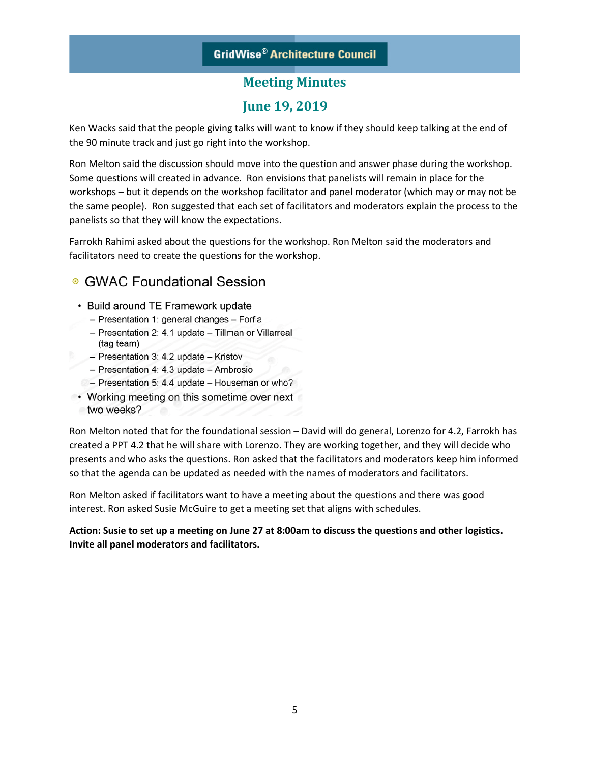Ken Wacks said that the people giving talks will want to know if they should keep talking at the end of the 90 minute track and just go right into the workshop.

Ron Melton said the discussion should move into the question and answer phase during the workshop. Some questions will created in advance. Ron envisions that panelists will remain in place for the workshops – but it depends on the workshop facilitator and panel moderator (which may or may not be the same people). Ron suggested that each set of facilitators and moderators explain the process to the panelists so that they will know the expectations.

Farrokh Rahimi asked about the questions for the workshop. Ron Melton said the moderators and facilitators need to create the questions for the workshop.

## GWAC Foundational Session

- Build around TE Framework update
  - Presentation 1: general changes – Forfia
  - Presentation 2: 4.1 update – Tillman or Villarreal (tag team)
  - Presentation 3: 4.2 update – Kristov
  - Presentation 4: 4.3 update – Ambrosio
  - Presentation 5: 4.4 update – Houseman or who?
- Working meeting on this sometime over next two weeks?

Ron Melton noted that for the foundational session – David will do general, Lorenzo for 4.2, Farrokh has created a PPT 4.2 that he will share with Lorenzo. They are working together, and they will decide who presents and who asks the questions. Ron asked that the facilitators and moderators keep him informed so that the agenda can be updated as needed with the names of moderators and facilitators.

Ron Melton asked if facilitators want to have a meeting about the questions and there was good interest. Ron asked Susie McGuire to get a meeting set that aligns with schedules.

**Action: Susie to set up a meeting on June 27 at 8:00am to discuss the questions and other logistics. Invite all panel moderators and facilitators.**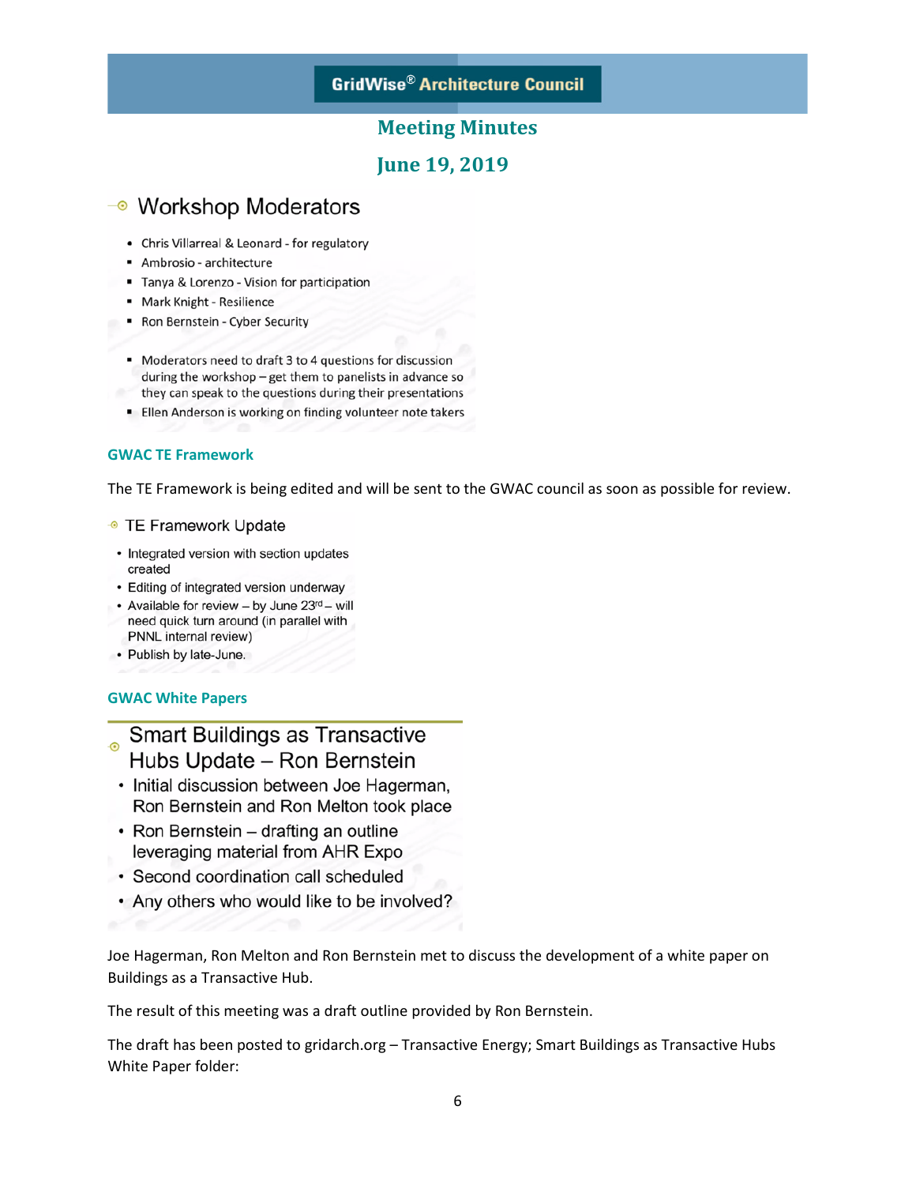# Meeting Minutes

## June 19, 2019

### Workshop Moderators

- Chris Villarreal & Leonard - for regulatory
- Ambrosio - architecture
- Tanya & Lorenzo - Vision for participation
- Mark Knight - Resilience
- Ron Bernstein - Cyber Security

- Moderators need to draft 3 to 4 questions for discussion during the workshop – get them to panelists in advance so they can speak to the questions during their presentations
- Ellen Anderson is working on finding volunteer note takers

### GWAC TE Framework

The TE Framework is being edited and will be sent to the GWAC council as soon as possible for review.

#### TE Framework Update

- Integrated version with section updates created
- Editing of integrated version underway
- Available for review – by June 23rd – will need quick turn around (in parallel with PNNL internal review)
- Publish by late-June.

### GWAC White Papers

#### Smart Buildings as Transactive Hubs Update – Ron Bernstein

- Initial discussion between Joe Hagerman, Ron Bernstein and Ron Melton took place
- Ron Bernstein – drafting an outline leveraging material from AHR Expo
- Second coordination call scheduled
- Any others who would like to be involved?

Joe Hagerman, Ron Melton and Ron Bernstein met to discuss the development of a white paper on Buildings as a Transactive Hub.

The result of this meeting was a draft outline provided by Ron Bernstein.

The draft has been posted to gridarch.org – Transactive Energy; Smart Buildings as Transactive Hubs White Paper folder: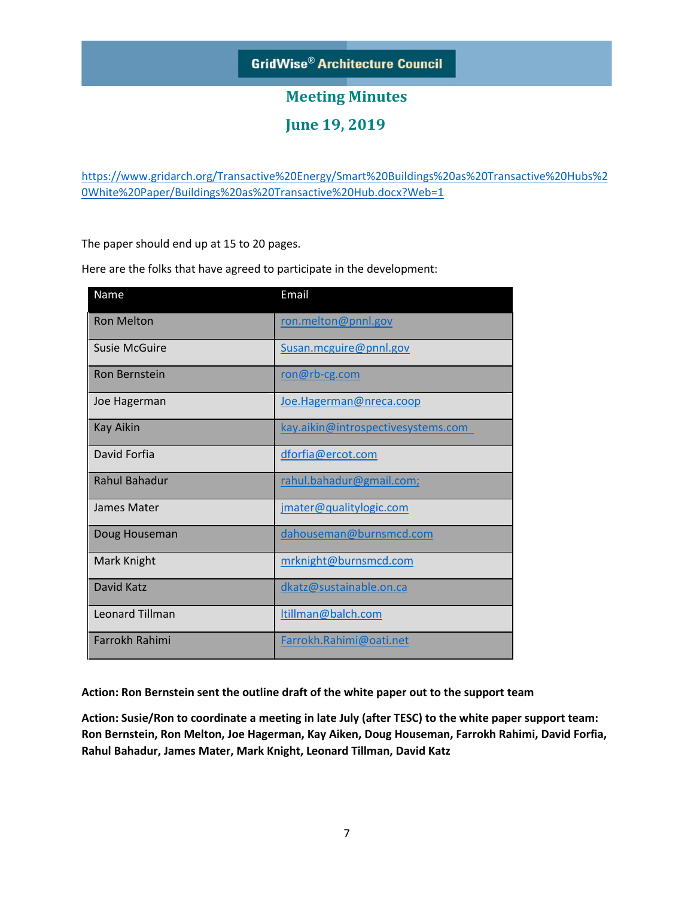https://www.gridarch.org/Transactive%20Energy/Smart%20Buildings%20as%20Transactive%20Hubs%20White%20Paper/Buildings%20as%20Transactive%20Hub.docx?Web=1

The paper should end up at 15 to 20 pages.

Here are the folks that have agreed to participate in the development:

| Name | Email |
|---|---|
| Ron Melton | ron.melton@pnnl.gov |
| Susie McGuire | Susan.mcguire@pnnl.gov |
| Ron Bernstein | ron@rb-cg.com |
| Joe Hagerman | Joe.Hagerman@nreca.coop |
| Kay Aikin | kay.aikin@introspectivesystems.com |
| David Forfia | dforfia@ercot.com |
| Rahul Bahadur | rahul.bahadur@gmail.com; |
| James Mater | jmater@qualitylogic.com |
| Doug Houseman | dahouseman@burnsmcd.com |
| Mark Knight | mrknight@burnsmcd.com |
| David Katz | dkatz@sustainable.on.ca |
| Leonard Tillman | ltillman@balch.com |
| Farrokh Rahimi | Farrokh.Rahimi@oati.net |

**Action: Ron Bernstein sent the outline draft of the white paper out to the support team**

**Action: Susie/Ron to coordinate a meeting in late July (after TESC) to the white paper support team: Ron Bernstein, Ron Melton, Joe Hagerman, Kay Aiken, Doug Houseman, Farrokh Rahimi, David Forfia, Rahul Bahadur, James Mater, Mark Knight, Leonard Tillman, David Katz**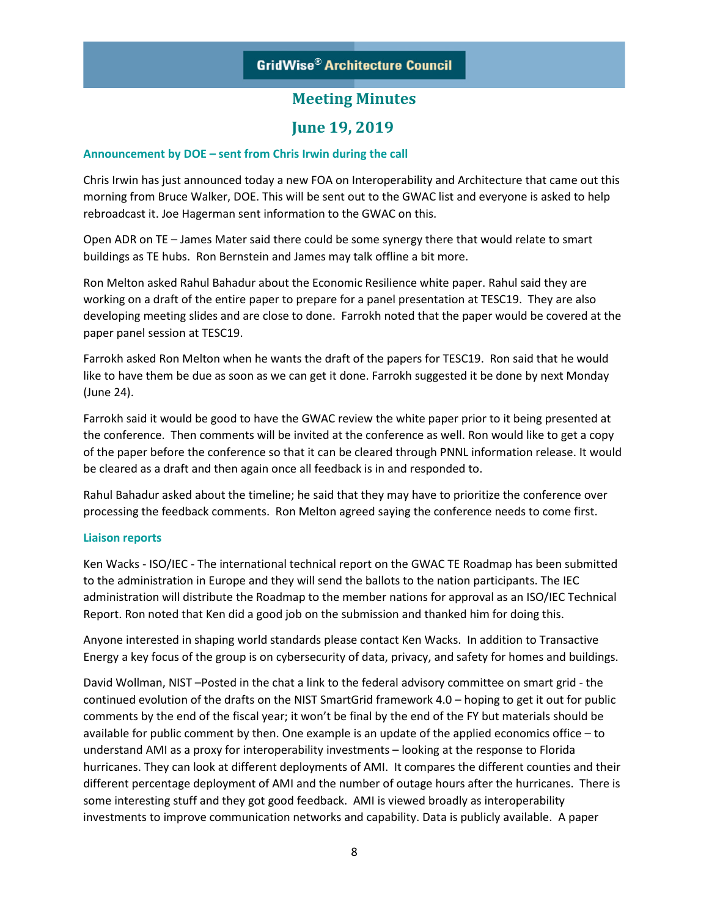# Meeting Minutes

## June 19, 2019

### Announcement by DOE – sent from Chris Irwin during the call

Chris Irwin has just announced today a new FOA on Interoperability and Architecture that came out this morning from Bruce Walker, DOE. This will be sent out to the GWAC list and everyone is asked to help rebroadcast it. Joe Hagerman sent information to the GWAC on this.

Open ADR on TE – James Mater said there could be some synergy there that would relate to smart buildings as TE hubs. Ron Bernstein and James may talk offline a bit more.

Ron Melton asked Rahul Bahadur about the Economic Resilience white paper. Rahul said they are working on a draft of the entire paper to prepare for a panel presentation at TESC19. They are also developing meeting slides and are close to done. Farrokh noted that the paper would be covered at the paper panel session at TESC19.

Farrokh asked Ron Melton when he wants the draft of the papers for TESC19. Ron said that he would like to have them be due as soon as we can get it done. Farrokh suggested it be done by next Monday (June 24).

Farrokh said it would be good to have the GWAC review the white paper prior to it being presented at the conference. Then comments will be invited at the conference as well. Ron would like to get a copy of the paper before the conference so that it can be cleared through PNNL information release. It would be cleared as a draft and then again once all feedback is in and responded to.

Rahul Bahadur asked about the timeline; he said that they may have to prioritize the conference over processing the feedback comments. Ron Melton agreed saying the conference needs to come first.

### Liaison reports

Ken Wacks - ISO/IEC - The international technical report on the GWAC TE Roadmap has been submitted to the administration in Europe and they will send the ballots to the nation participants. The IEC administration will distribute the Roadmap to the member nations for approval as an ISO/IEC Technical Report. Ron noted that Ken did a good job on the submission and thanked him for doing this.

Anyone interested in shaping world standards please contact Ken Wacks. In addition to Transactive Energy a key focus of the group is on cybersecurity of data, privacy, and safety for homes and buildings.

David Wollman, NIST –Posted in the chat a link to the federal advisory committee on smart grid - the continued evolution of the drafts on the NIST SmartGrid framework 4.0 – hoping to get it out for public comments by the end of the fiscal year; it won't be final by the end of the FY but materials should be available for public comment by then. One example is an update of the applied economics office – to understand AMI as a proxy for interoperability investments – looking at the response to Florida hurricanes. They can look at different deployments of AMI. It compares the different counties and their different percentage deployment of AMI and the number of outage hours after the hurricanes. There is some interesting stuff and they got good feedback. AMI is viewed broadly as interoperability investments to improve communication networks and capability. Data is publicly available. A paper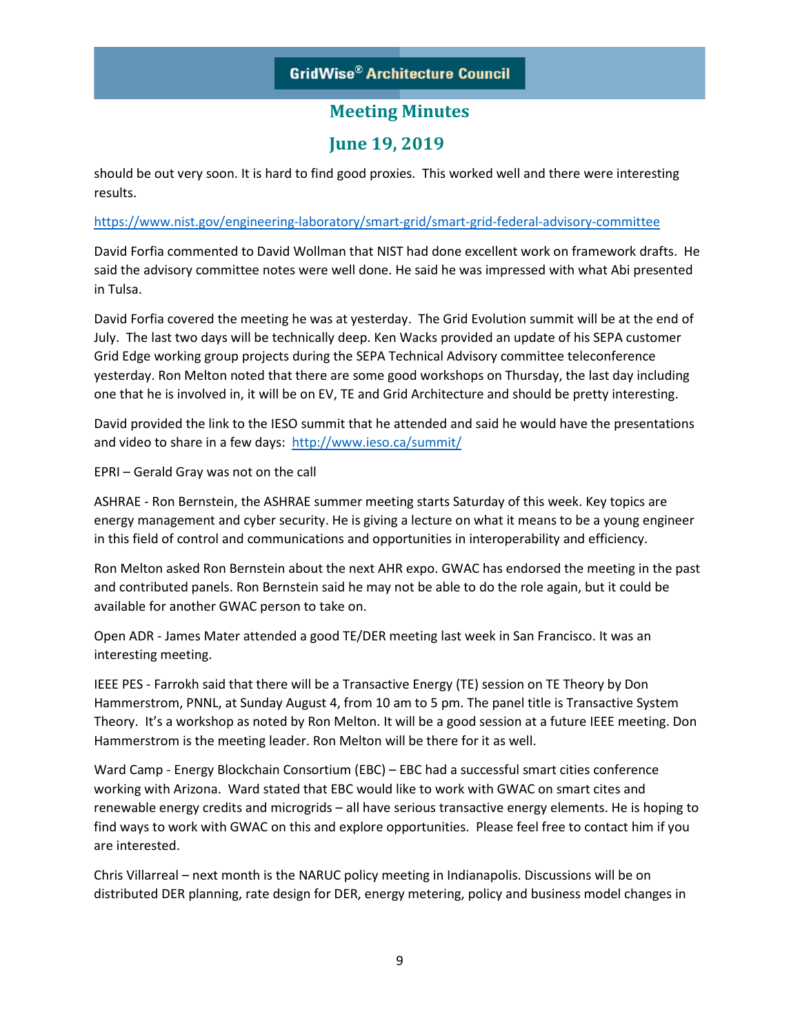should be out very soon. It is hard to find good proxies. This worked well and there were interesting results.

https://www.nist.gov/engineering-laboratory/smart-grid/smart-grid-federal-advisory-committee

David Forfia commented to David Wollman that NIST had done excellent work on framework drafts. He said the advisory committee notes were well done. He said he was impressed with what Abi presented in Tulsa.

David Forfia covered the meeting he was at yesterday. The Grid Evolution summit will be at the end of July. The last two days will be technically deep. Ken Wacks provided an update of his SEPA customer Grid Edge working group projects during the SEPA Technical Advisory committee teleconference yesterday. Ron Melton noted that there are some good workshops on Thursday, the last day including one that he is involved in, it will be on EV, TE and Grid Architecture and should be pretty interesting.

David provided the link to the IESO summit that he attended and said he would have the presentations and video to share in a few days: http://www.ieso.ca/summit/

EPRI – Gerald Gray was not on the call

ASHRAE - Ron Bernstein, the ASHRAE summer meeting starts Saturday of this week. Key topics are energy management and cyber security. He is giving a lecture on what it means to be a young engineer in this field of control and communications and opportunities in interoperability and efficiency.

Ron Melton asked Ron Bernstein about the next AHR expo. GWAC has endorsed the meeting in the past and contributed panels. Ron Bernstein said he may not be able to do the role again, but it could be available for another GWAC person to take on.

Open ADR - James Mater attended a good TE/DER meeting last week in San Francisco. It was an interesting meeting.

IEEE PES - Farrokh said that there will be a Transactive Energy (TE) session on TE Theory by Don Hammerstrom, PNNL, at Sunday August 4, from 10 am to 5 pm. The panel title is Transactive System Theory. It's a workshop as noted by Ron Melton. It will be a good session at a future IEEE meeting. Don Hammerstrom is the meeting leader. Ron Melton will be there for it as well.

Ward Camp - Energy Blockchain Consortium (EBC) – EBC had a successful smart cities conference working with Arizona. Ward stated that EBC would like to work with GWAC on smart cites and renewable energy credits and microgrids – all have serious transactive energy elements. He is hoping to find ways to work with GWAC on this and explore opportunities. Please feel free to contact him if you are interested.

Chris Villarreal – next month is the NARUC policy meeting in Indianapolis. Discussions will be on distributed DER planning, rate design for DER, energy metering, policy and business model changes in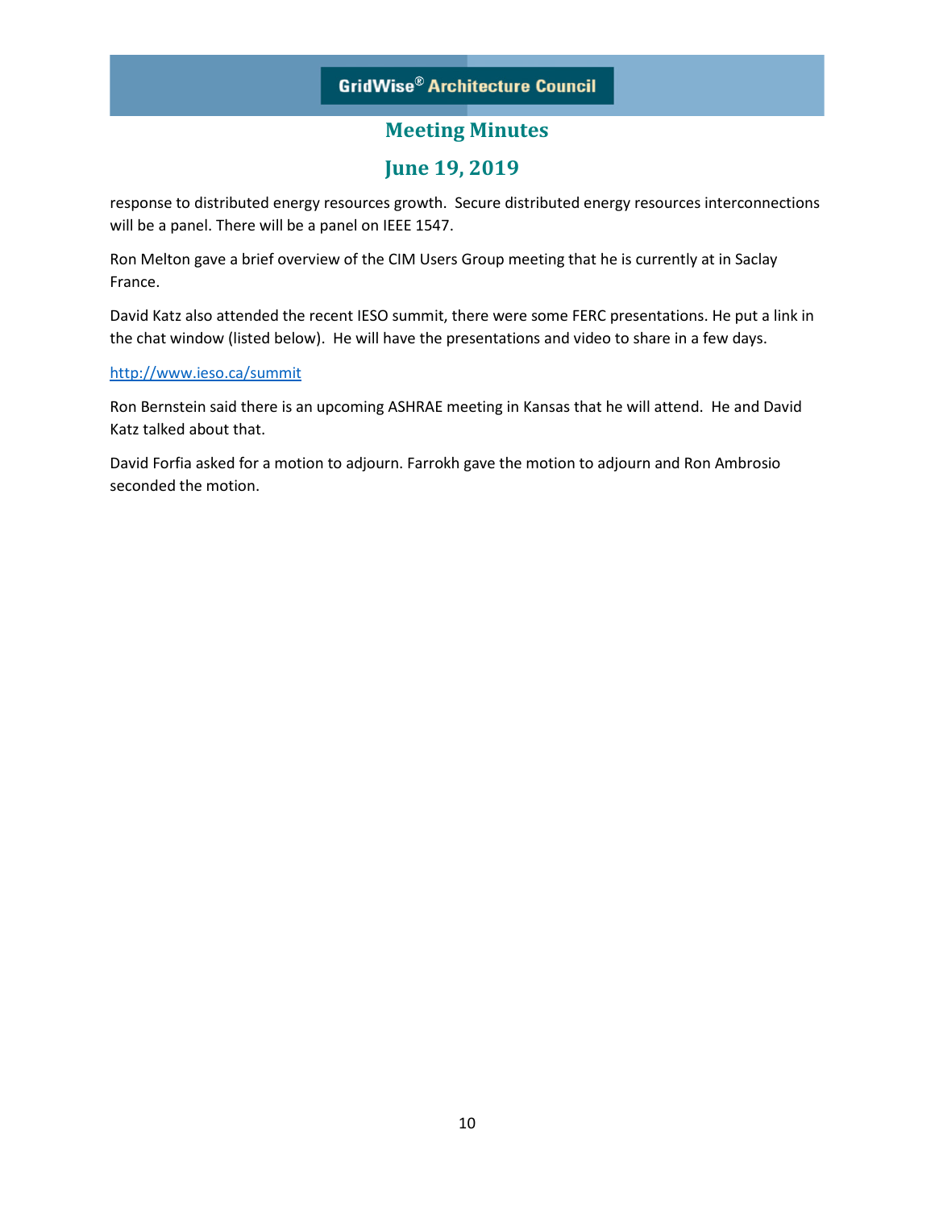response to distributed energy resources growth. Secure distributed energy resources interconnections will be a panel. There will be a panel on IEEE 1547.

Ron Melton gave a brief overview of the CIM Users Group meeting that he is currently at in Saclay France.

David Katz also attended the recent IESO summit, there were some FERC presentations. He put a link in the chat window (listed below). He will have the presentations and video to share in a few days.

http://www.ieso.ca/summit

Ron Bernstein said there is an upcoming ASHRAE meeting in Kansas that he will attend. He and David Katz talked about that.

David Forfia asked for a motion to adjourn. Farrokh gave the motion to adjourn and Ron Ambrosio seconded the motion.